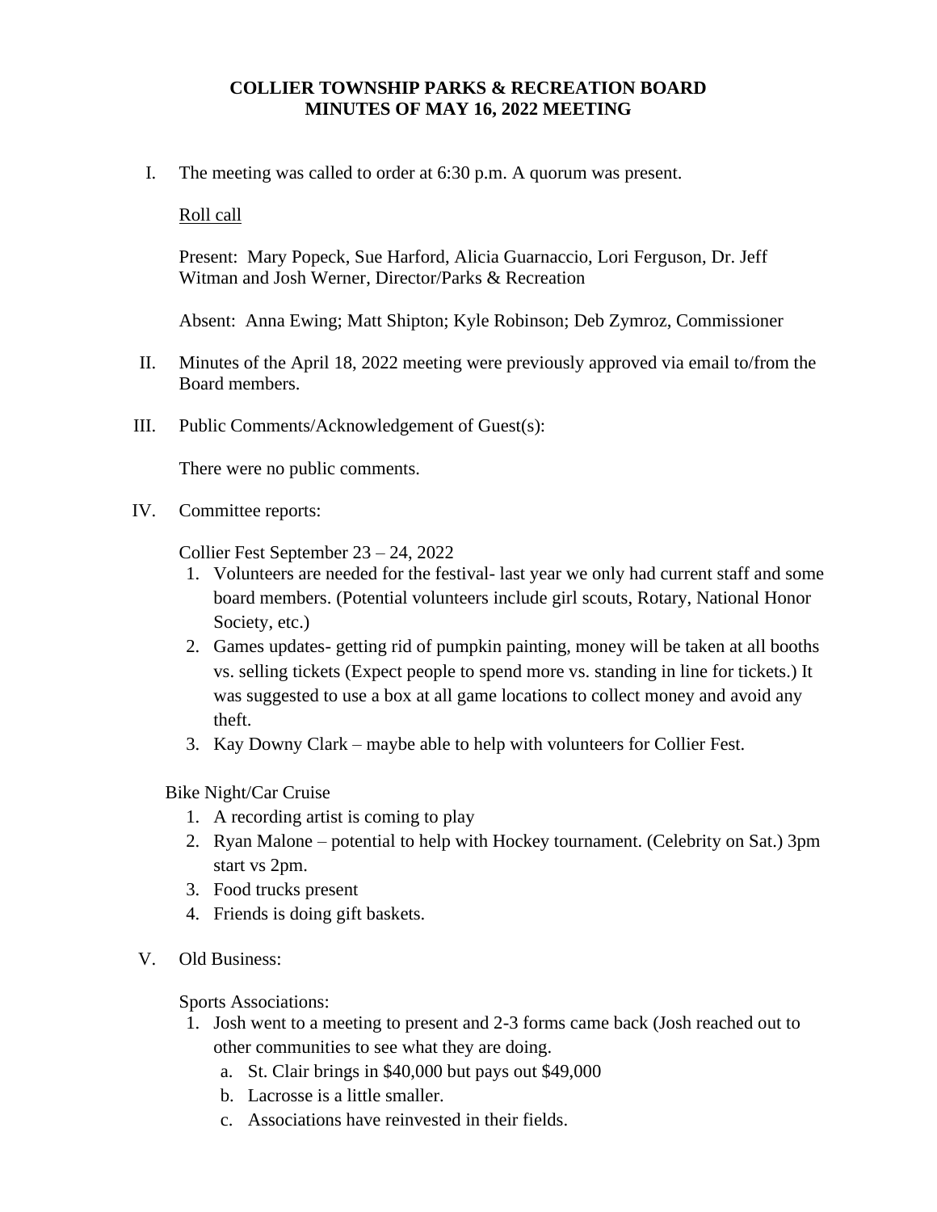# COLLIER TOWNSHIP PARKS & RECREATION BOARD
## MINUTES OF MAY 16, 2022 MEETING

I. The meeting was called to order at 6:30 p.m. A quorum was present.

   Roll call

   Present: Mary Popeck, Sue Harford, Alicia Guarnaccio, Lori Ferguson, Dr. Jeff Witman and Josh Werner, Director/Parks & Recreation

   Absent: Anna Ewing; Matt Shipton; Kyle Robinson; Deb Zymroz, Commissioner

II. Minutes of the April 18, 2022 meeting were previously approved via email to/from the Board members.

III. Public Comments/Acknowledgement of Guest(s):

   There were no public comments.

IV. Committee reports:

   Collier Fest September 23 – 24, 2022

   1. Volunteers are needed for the festival- last year we only had current staff and some board members. (Potential volunteers include girl scouts, Rotary, National Honor Society, etc.)
   2. Games updates- getting rid of pumpkin painting, money will be taken at all booths vs. selling tickets (Expect people to spend more vs. standing in line for tickets.) It was suggested to use a box at all game locations to collect money and avoid any theft.
   3. Kay Downy Clark – maybe able to help with volunteers for Collier Fest.

   Bike Night/Car Cruise

   1. A recording artist is coming to play
   2. Ryan Malone – potential to help with Hockey tournament. (Celebrity on Sat.) 3pm start vs 2pm.
   3. Food trucks present
   4. Friends is doing gift baskets.

V. Old Business:

   Sports Associations:

   1. Josh went to a meeting to present and 2-3 forms came back (Josh reached out to other communities to see what they are doing.
      a. St. Clair brings in $40,000 but pays out $49,000
      b. Lacrosse is a little smaller.
      c. Associations have reinvested in their fields.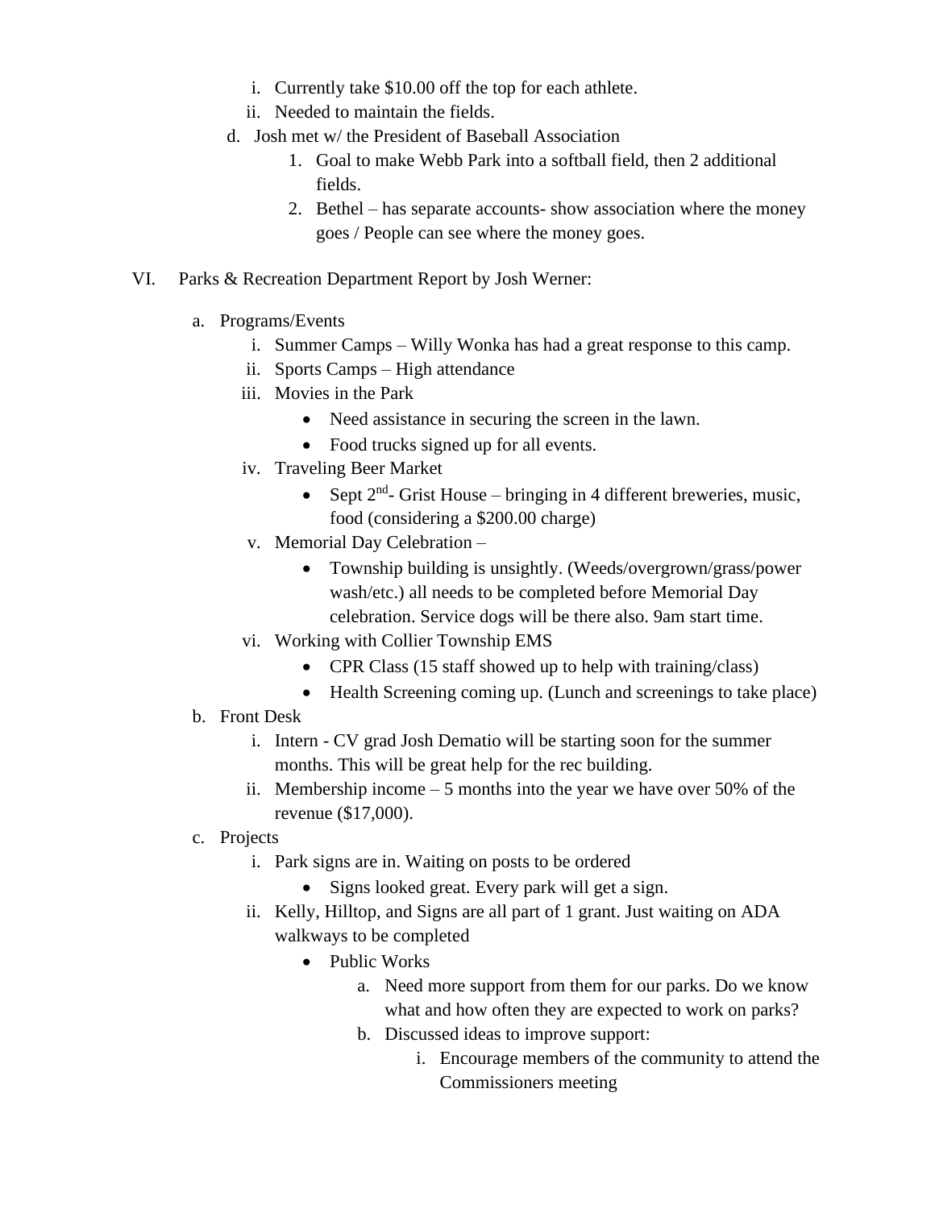i. Currently take $10.00 off the top for each athlete.
   ii. Needed to maintain the fields.

d. Josh met w/ the President of Baseball Association
   1. Goal to make Webb Park into a softball field, then 2 additional fields.
   2. Bethel – has separate accounts- show association where the money goes / People can see where the money goes.

VI. Parks & Recreation Department Report by Josh Werner:

a. Programs/Events
   i. Summer Camps – Willy Wonka has had a great response to this camp.
   ii. Sports Camps – High attendance
   iii. Movies in the Park
      - Need assistance in securing the screen in the lawn.
      - Food trucks signed up for all events.
   iv. Traveling Beer Market
      - Sept 2nd- Grist House – bringing in 4 different breweries, music, food (considering a $200.00 charge)
   v. Memorial Day Celebration –
      - Township building is unsightly. (Weeds/overgrown/grass/power wash/etc.) all needs to be completed before Memorial Day celebration. Service dogs will be there also. 9am start time.
   vi. Working with Collier Township EMS
      - CPR Class (15 staff showed up to help with training/class)
      - Health Screening coming up. (Lunch and screenings to take place)

b. Front Desk
   i. Intern - CV grad Josh Dematio will be starting soon for the summer months. This will be great help for the rec building.
   ii. Membership income – 5 months into the year we have over 50% of the revenue ($17,000).

c. Projects
   i. Park signs are in. Waiting on posts to be ordered
      - Signs looked great. Every park will get a sign.
   ii. Kelly, Hilltop, and Signs are all part of 1 grant. Just waiting on ADA walkways to be completed
      - Public Works
         a. Need more support from them for our parks. Do we know what and how often they are expected to work on parks?
         b. Discussed ideas to improve support:
            i. Encourage members of the community to attend the Commissioners meeting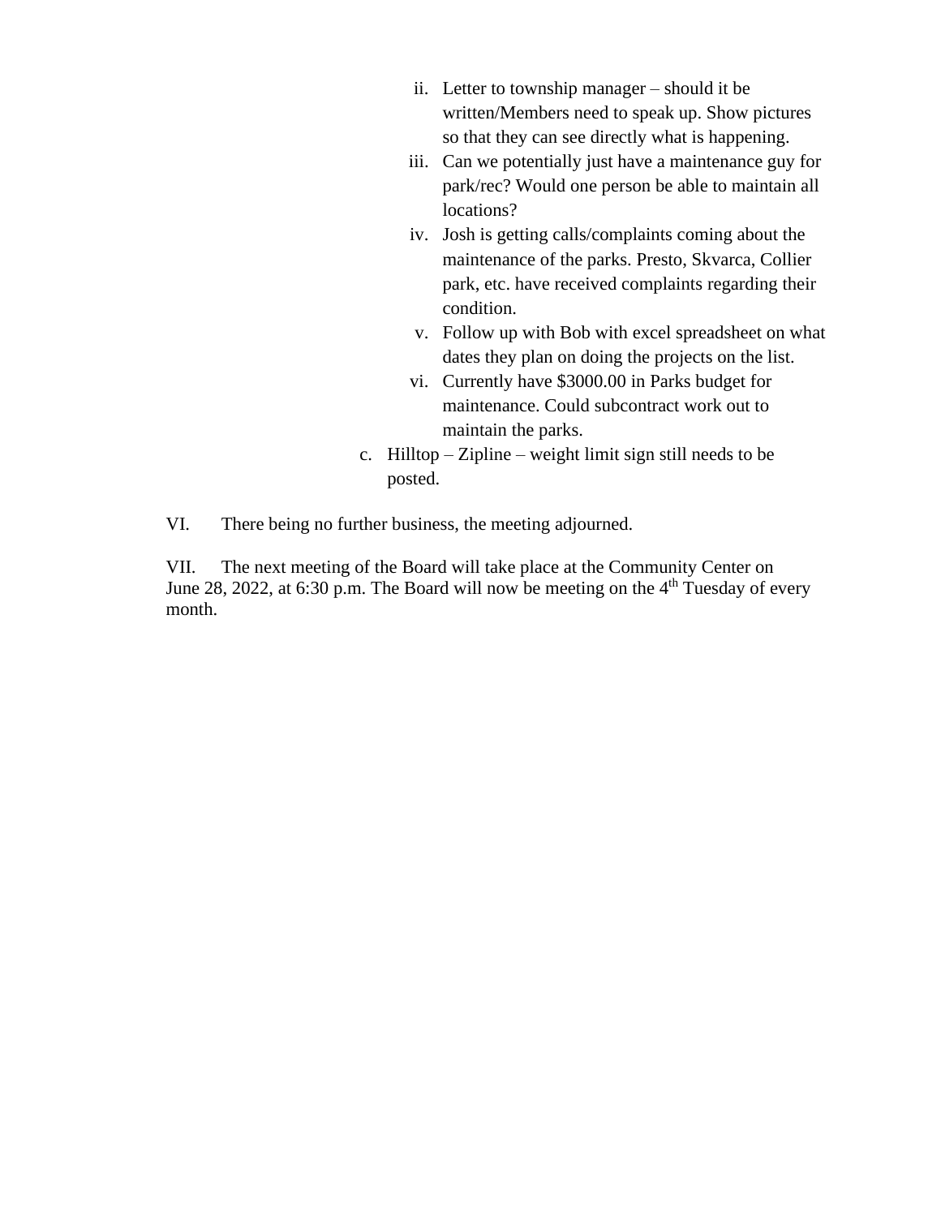ii. Letter to township manager – should it be written/Members need to speak up. Show pictures so that they can see directly what is happening.

iii. Can we potentially just have a maintenance guy for park/rec? Would one person be able to maintain all locations?

iv. Josh is getting calls/complaints coming about the maintenance of the parks. Presto, Skvarca, Collier park, etc. have received complaints regarding their condition.

v. Follow up with Bob with excel spreadsheet on what dates they plan on doing the projects on the list.

vi. Currently have $3000.00 in Parks budget for maintenance. Could subcontract work out to maintain the parks.

c. Hilltop – Zipline – weight limit sign still needs to be posted.

VI. There being no further business, the meeting adjourned.

VII. The next meeting of the Board will take place at the Community Center on June 28, 2022, at 6:30 p.m. The Board will now be meeting on the 4th Tuesday of every month.